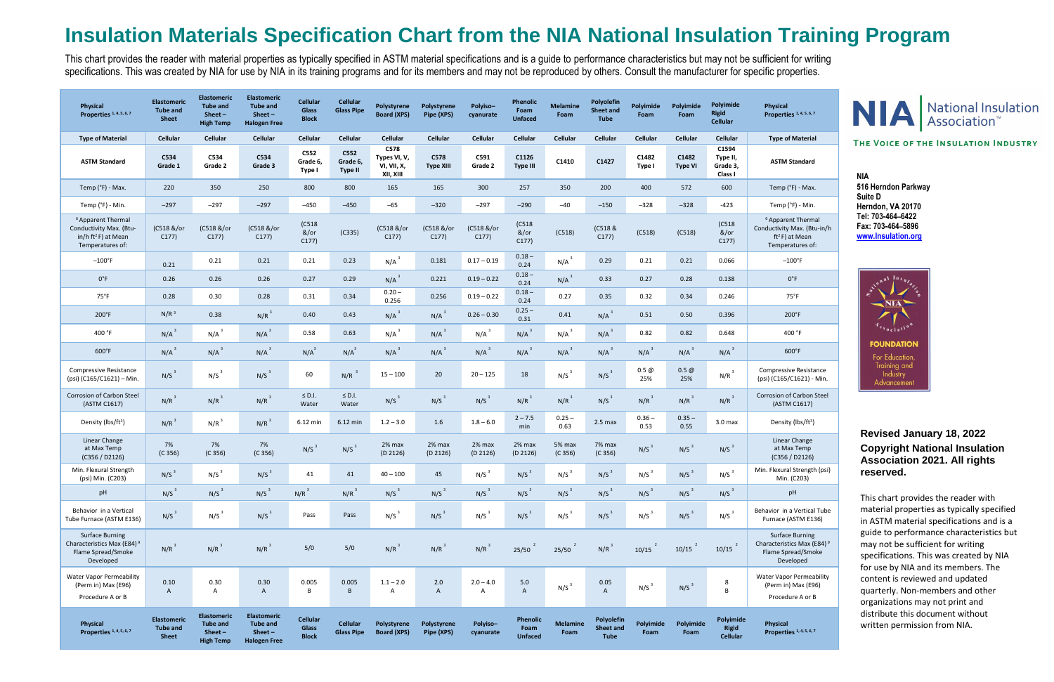# Insulation Materials Specification Chart from the NIA National Insulation Training Program

This chart provides the reader with material properties as typically specified in ASTM material specifications and is a guide to performance characteristics but may not be sufficient for writing specifications. This was created by NIA for use by NIA in its training programs and for its members and may not be reproduced by others. Consult the manufacturer for specific properties.

| Physical Properties [1,4,5,6,7] | Elastomeric Tube and Sheet | Elastomeric Tube and Sheet – High Temp | Elastomeric Tube and Sheet – Halogen Free | Cellular Glass Block | Cellular Glass Pipe | Polystyrene Board (XPS) | Polystyrene Pipe (XPS) | Polyiso-cyanurate | Phenolic Foam Unfaced | Melamine Foam | Polyolefin Sheet and Tube | Polyimide Foam | Polyimide Foam | Polyimide Rigid Cellular | Physical Properties [1,4,5,6,7] |
|---|---|---|---|---|---|---|---|---|---|---|---|---|---|---|---|
| Type of Material | Cellular | Cellular | Cellular | Cellular | Cellular | Cellular | Cellular | Cellular | Cellular | Cellular | Cellular | Cellular | Cellular | Cellular | Type of Material |
| ASTM Standard | C534 Grade 1 | C534 Grade 2 | C534 Grade 3 | C552 Grade 6, Type I | C552 Grade 6, Type II | C578 Types VI, V, VI, VII, X, XII, XIII | C578 Type XIII | C591 Grade 2 | C1126 Type III | C1410 | C1427 | C1482 Type I | C1482 Type VI | C1594 Type II, Grade 3, Class I | ASTM Standard |
| Temp (°F) - Max. | 220 | 350 | 250 | 800 | 800 | 165 | 165 | 300 | 257 | 350 | 200 | 400 | 572 | 600 | Temp (°F) - Max. |
| Temp (°F) - Min. | −297 | −297 | −297 | −450 | −450 | −65 | −320 | −297 | −290 | −40 | −150 | −328 | −328 | -423 | Temp (°F) - Min. |
| [6] Apparent Thermal Conductivity Max. (Btu-in/h ft² F) at Mean Temperatures of: | (C518 &/or C177) | (C518 &/or C177) | (C518 &/or C177) | (C518 &/or C177) | (C335) | (C518 &/or C177) | (C518 &/or C177) | (C518 &/or C177) | (C518 &/or C177) | (C518) | (C518 & C177) | (C518) | (C518) | (C518 &/or C177) | [6] Apparent Thermal Conductivity Max. (Btu-in/h ft² F) at Mean Temperatures of: |
| −100°F | 0.21 | 0.21 | 0.21 | 0.21 | 0.23 | N/A [3] | 0.181 | 0.17 – 0.19 | 0.18 – 0.24 | N/A [3] | 0.29 | 0.21 | 0.21 | 0.066 | −100°F |
| 0°F | 0.26 | 0.26 | 0.26 | 0.27 | 0.29 | N/A [3] | 0.221 | 0.19 – 0.22 | 0.18 – 0.24 | N/A [3] | 0.33 | 0.27 | 0.28 | 0.138 | 0°F |
| 75°F | 0.28 | 0.30 | 0.28 | 0.31 | 0.34 | 0.20 – 0.256 | 0.256 | 0.19 – 0.22 | 0.18 – 0.24 | 0.27 | 0.35 | 0.32 | 0.34 | 0.246 | 75°F |
| 200°F | N/R [3] | 0.38 | N/R [3] | 0.40 | 0.43 | N/A [3] | N/A [3] | 0.26 – 0.30 | 0.25 – 0.31 | 0.41 | N/A [3] | 0.51 | 0.50 | 0.396 | 200°F |
| 400 °F | N/A [3] | N/A [3] | N/A [3] | 0.58 | 0.63 | N/A [3] | N/A [3] | N/A [3] | N/A [3] | N/A [3] | N/A [3] | 0.82 | 0.82 | 0.648 | 400 °F |
| 600°F | N/A [3] | N/A [3] | N/A [3] | N/A [3] | N/A [3] | N/A [3] | N/A [3] | N/A [3] | N/A [3] | N/A [3] | N/A [3] | N/A [3] | N/A [3] | N/A [3] | 600°F |
| Compressive Resistance (psi) (C165/C1621) – Min. | N/S [3] | N/S [3] | N/S [3] | 60 | N/R [3] | 15 – 100 | 20 | 20 – 125 | 18 | N/S [3] | N/S [3] | 0.5 @ 25% | 0.5 @ 25% | N/R [3] | Compressive Resistance (psi) (C165/C1621) - Min. |
| Corrosion of Carbon Steel (ASTM C1617) | N/R [3] | N/R [3] | N/R [3] | ≤ D.I. Water | ≤ D.I. Water | N/S [3] | N/S [3] | N/S [3] | N/R [3] | N/R [3] | N/S [3] | N/R [3] | N/R [3] | N/R [3] | Corrosion of Carbon Steel (ASTM C1617) |
| Density (lbs/ft³) | N/R [3] | N/R [3] | N/R [3] | 6.12 min | 6.12 min | 1.2 – 3.0 | 1.6 | 1.8 – 6.0 | 2 – 7.5 min | 0.25 – 0.63 | 2.5 max | 0.36 – 0.53 | 0.35 – 0.55 | 3.0 max | Density (lbs/ft³) |
| Linear Change at Max Temp (C356 / D2126) | 7% (C 356) | 7% (C 356) | 7% (C 356) | N/S [3] | N/S [3] | 2% max (D 2126) | 2% max (D 2126) | 2% max (D 2126) | 2% max (D 2126) | 5% max (C 356) | 7% max (C 356) | N/S [3] | N/S [3] | N/S [3] | Linear Change at Max Temp (C356 / D2126) |
| Min. Flexural Strength (psi) Min. (C203) | N/S [3] | N/S [3] | N/S [3] | 41 | 41 | 40 – 100 | 45 | N/S [3] | N/S [3] | N/S [3] | N/S [3] | N/S [3] | N/S [3] | N/S [3] | Min. Flexural Strength (psi) Min. (C203) |
| pH | N/S [3] | N/S [3] | N/S [3] | N/R [3] | N/R [3] | N/S [3] | N/S [3] | N/S [3] | N/S [3] | N/S [3] | N/S [3] | N/S [3] | N/S [3] | N/S [3] | pH |
| Behavior in a Vertical Tube Furnace (ASTM E136) | N/S [3] | N/S [3] | N/S [3] | Pass | Pass | N/S [3] | N/S [3] | N/S [3] | N/S [3] | N/S [3] | N/S [3] | N/S [3] | N/S [3] | N/S [3] | Behavior in a Vertical Tube Furnace (ASTM E136) |
| Surface Burning Characteristics Max (E84) [9] Flame Spread/Smoke Developed | N/R [3] | N/R [3] | N/R [3] | 5/0 | 5/0 | N/R [3] | N/R [3] | N/R [3] | 25/50 [2] | 25/50 [2] | N/R [3] | 10/15 [2] | 10/15 [2] | 10/15 [2] | Surface Burning Characteristics Max (E84) [9] Flame Spread/Smoke Developed |
| Water Vapor Permeability (Perm in) Max (E96) Procedure A or B | 0.10 A | 0.30 A | 0.30 A | 0.005 B | 0.005 B | 1.1 – 2.0 A | 2.0 A | 2.0 – 4.0 A | 5.0 A | N/S [3] | 0.05 A | N/S [3] | N/S [3] | 8 B | Water Vapor Permeability (Perm in) Max (E96) Procedure A or B |
| Physical Properties [1,4,5,6,7] | Elastomeric Tube and Sheet | Elastomeric Tube and Sheet – High Temp | Elastomeric Tube and Sheet – Halogen Free | Cellular Glass Block | Cellular Glass Pipe | Polystyrene Board (XPS) | Polystyrene Pipe (XPS) | Polyiso-cyanurate | Phenolic Foam Unfaced | Melamine Foam | Polyolefin Sheet and Tube | Polyimide Foam | Polyimide Foam | Polyimide Rigid Cellular | Physical Properties [1,4,5,6,7] |

NIA National Insulation Association™

THE VOICE OF THE INSULATION INDUSTRY

**NIA**
**516 Herndon Parkway**
**Suite D**
**Herndon, VA 20170**
**Tel: 703-464-6422**
**Fax: 703-464-5896**
**www.Insulation.org**

National Insulation Association FOUNDATION For Education, Training and Industry Advancement

**Revised January 18, 2022**

**Copyright National Insulation Association 2021. All rights reserved.**

This chart provides the reader with material properties as typically specified in ASTM material specifications and is a guide to performance characteristics but may not be sufficient for writing specifications. This was created by NIA for use by NIA and its members. The content is reviewed and updated quarterly. Non-members and other organizations may not print and distribute this document without written permission from NIA.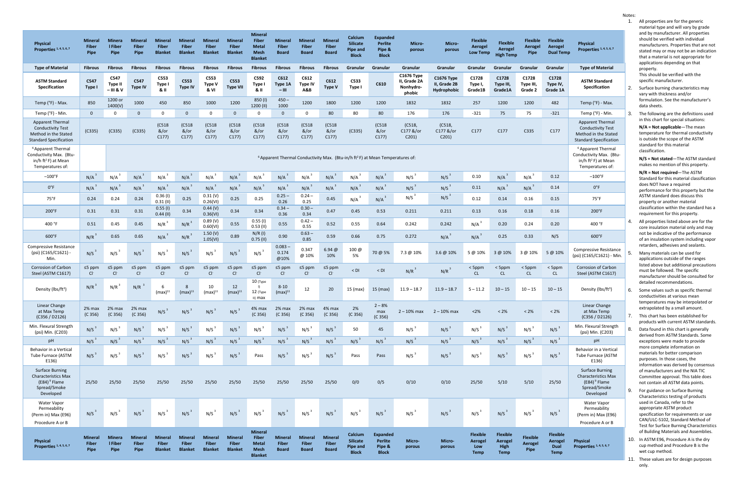| Physical Properties [1, 4, 5, 6, 7] | Mineral Fiber Pipe | Minera l Fiber Pipe | Mineral Fiber Pipe | Mineral Fiber Blanket | Mineral Fiber Blanket | Mineral Fiber Blanket | Mineral Fiber Blanket | Mineral Fiber Metal Mesh Blanket | Mineral Fiber Board | Mineral Fiber Board | Mineral Fiber Board | Calcium Silicate Pipe and Block | Expanded Perlite Pipe & Block | Micro-porous | Micro-porous | Flexible Aerogel Low Temp | Flexible Aerogel High Temp | Flexible Aerogel Pipe | Flexible Aerogel Dual Temp | Physical Properties [1, 4, 5, 6, 7] |
|---|---|---|---|---|---|---|---|---|---|---|---|---|---|---|---|---|---|---|---|---|
| Type of Material | Fibrous | Fibrous | Fibrous | Fibrous | Fibrous | Fibrous | Fibrous | Fibrous | Fibrous | Fibrous | Fibrous | Granular | Granular | Granular | Granular | Granular | Granular | Granular | Granular | Type of Material |
| ASTM Standard Specification | C547 Type I | C547 Type II – III & V | C547 Type IV | C553 Type I & II | C553 Type IV | C553 Type V & VI | C553 Type VII | C592 Type I & II | C612 Type 1A – III | C612 Type IV A&B | C612 Type V | C533 Type I | C610 | C1676 Type II, Grade 2A Nonhydro-phobic | C1676 Type II, Grade 2B Hydrophobic | C1728 Type I, Grade1B | C1728 Type III, Grade1A | C1728 Type III, Grade 2 | C1728 Type IV, Grade 1A | ASTM Standard Specification |
| Temp (°F) - Max. | 850 | 1200 or 1400(V) | 1000 | 450 | 850 | 1000 | 1200 | 850 (I) 1200 (II) | 450 – 1000 | 1200 | 1800 | 1200 | 1200 | 1832 | 1832 | 257 | 1200 | 1200 | 482 | Temp (°F) - Max. |
| Temp (°F) - Min. | 0 | 0 | 0 | 0 | 0 | 0 | 0 | 0 | 0 | 0 | 80 | 80 | 80 | 176 | 176 | -321 | 75 | 75 | -321 | Temp (°F) - Min. |
| Apparent Thermal Conductivity Test Method in the Stated Standard Specification | (C335) | (C335) | (C335) | (C518 &/or C177) | (C518 &/or C177) | (C518 &/or C177) | (C518 &/or C177) | (C518 &/or C177) | (C518 &/or C177) | (C518 &/or C177) | (C518 &/or C177) | (C335) | (C518 &/or C177) | (C518, C177 &/or C201) | (C518, C177 &/or C201) | C177 | C177 | C335 | C177 | Apparent Thermal Conductivity Test Method in the Stated Standard Specification |
| [6] Apparent Thermal Conductivity Max. (Btu-in/h ft² F) at Mean Temperatures of: | [6] Apparent Thermal Conductivity Max. (Btu-in/h ft² F) at Mean Temperatures of: | | | | | | | | | | | | | | | | | | | [6] Apparent Thermal Conductivity Max. (Btu-in/h ft² F) at Mean Temperatures of: |
| −100°F | N/A [3] | N/A [3] | N/A [3] | N/A [3] | N/A [3] | N/A [3] | N/A [3] | N/A [3] | N/A [3] | N/A [3] | N/A [3] | N/A [3] | N/A [3] | N/S [3] | N/S [3] | 0.10 | N/A [3] | N/A [3] | 0.12 | −100°F |
| 0°F | N/A [3] | N/A [3] | N/A [3] | N/A [3] | N/A [3] | N/A [3] | N/A [3] | N/A [3] | N/A [3] | N/A [3] | N/A [3] | N/A [3] | N/A [3] | N/S [3] | N/S [3] | 0.11 | N/A [3] | N/A [3] | 0.14 | 0°F |
| 75°F | 0.24 | 0.24 | 0.24 | 0.36 (I) 0.31 (II) | 0.25 | 0.31 (V) 0.26(VI) | 0.25 | 0.25 | 0.25 – 0.26 | 0.24 – 0.25 | 0.45 | N/A [3] | N/A [3] | N/S [3] | N/S [3] | 0.12 | 0.14 | 0.16 | 0.15 | 75°F |
| 200°F | 0.31 | 0.31 | 0.31 | 0.55 (I) 0.44 (II) | 0.34 | 0.44 (V) 0.36(VI) | 0.34 | 0.34 | 0.34 – 0.36 | 0.30 – 0.34 | 0.47 | 0.45 | 0.53 | 0.211 | 0.211 | 0.13 | 0.16 | 0.18 | 0.16 | 200°F |
| 400 °F | 0.51 | 0.45 | 0.45 | N/R [3] | N/R [3] | 0.89 (V) 0.60(VI) | 0.55 | 0.55 (I) 0.53 (II) | 0.55 | 0.42 – 0.55 | 0.52 | 0.55 | 0.64 | 0.242 | 0.242 | N/A [3] | 0.20 | 0.24 | 0.20 | 400 °F |
| 600°F | N/R [3] | 0.65 | 0.65 | N/A [3] | N/R [3] | 1.50 (V) 1.05(VI) | 0.89 | N/R (I) 0.75 (II) | 0.90 | 0.63 – 0.85 | 0.59 | 0.66 | 0.75 | 0.272 | 0.272 | N/A [3] | 0.25 | 0.33 | N/S | 600°F |
| Compressive Resistance (psi) (C165/C1621) - Min. | N/S [3] | N/S [3] | N/S [3] | N/S [3] | N/S [3] | N/S [3] | N/S [3] | N/S [3] | 0.083 – 0.174 @10% | 0.347 @ 10% | 6.94 @ 10% | 100 @ 5% | 70 @ 5% | 7.3 @ 10% | 3.6 @ 10% | 5 @ 10% | 3 @ 10% | 3 @ 10% | 5 @ 10% | Compressive Resistance (psi) (C165/C1621) - Min. |
| Corrosion of Carbon Steel (ASTM C1617) | ≤5 ppm Cl⁻ | ≤5 ppm Cl⁻ | ≤5 ppm Cl⁻ | ≤5 ppm Cl⁻ | ≤5 ppm Cl⁻ | ≤5 ppm Cl⁻ | ≤5 ppm Cl⁻ | ≤5 ppm Cl⁻ | ≤5 ppm Cl⁻ | ≤5 ppm Cl⁻ | ≤5 ppm Cl⁻ | < DI | < DI | N/R [3] | N/R [3] | < 5ppm CL | < 5ppm CL | < 5ppm CL | < 5ppm CL | Corrosion of Carbon Steel (ASTM C1617) |
| Density (lbs/ft³) | N/R [3] | N/R [3] | N/R [3] | 6 (max)[11] | 8 (max)[11] | 10 (max)[11] | 12 (max)[11] | 10 (Type I) 12 (Type II) max | 8-10 (max)[11] | 12 | 20 | 15 (max) | 15 (max) | 11.9 – 18.7 | 11.9 – 18.7 | 5 – 11.2 | 10 – 15 | 10 – 15 | 10 – 15 | Density (lbs/ft³) |
| Linear Change at Max Temp (C356 / D2126) | 2% max (C 356) | 2% max (C 356) | 2% max (C 356) | N/S [3] | N/S [3] | N/S [3] | N/S [3] | 4% max (C 356) | 2% max (C 356) | 2% max (C 356) | 4% max (C 356) | 2% (C 356) | 2 – 8% max (C 356) | 2 – 10% max | 2 – 10% max | <2% | < 2% | < 2% | < 2% | Linear Change at Max Temp (C356 / D2126) |
| Min. Flexural Strength (psi) Min. (C203) | N/S [3] | N/S [3] | N/S [3] | N/S [3] | N/S [3] | N/S [3] | N/S [3] | N/S [3] | N/S [3] | N/S [3] | N/S [3] | 50 | 45 | N/S [3] | N/S [3] | N/S [3] | N/S [3] | N/S [3] | N/S [3] | Min. Flexural Strength (psi) Min. (C203) |
| pH | N/S [3] | N/S [3] | N/S [3] | N/S [3] | N/S [3] | N/S [3] | N/S [3] | N/S [3] | N/S [3] | N/S [3] | N/S [3] | N/S [3] | N/S [3] | N/S [3] | N/S [3] | N/S [3] | N/S [3] | N/S [3] | N/S [3] | pH |
| Behavior in a Vertical Tube Furnace (ASTM E136) | N/S [3] | N/S [3] | N/S [3] | N/S [3] | N/S [3] | N/S [3] | N/S [3] | Pass | N/S [3] | N/S [3] | N/S [3] | Pass | Pass | N/S [3] | N/S [3] | N/S [3] | N/S [3] | N/S [3] | N/S [3] | Behavior in a Vertical Tube Furnace (ASTM E136) |
| Surface Burning Characteristics Max (E84) [9] Flame Spread/Smoke Developed | 25/50 | 25/50 | 25/50 | 25/50 | 25/50 | 25/50 | 25/50 | 25/50 | 25/50 | 25/50 | 25/50 | 0/0 | 0/5 | 0/10 | 0/10 | 25/50 | 5/10 | 5/10 | 25/50 | Surface Burning Characteristics Max (E84) [9] Flame Spread/Smoke Developed |
| Water Vapor Permeability (Perm in) Max (E96) Procedure A or B | N/S [3] | N/S [3] | N/S [3] | N/S [3] | N/S [3] | N/S [3] | N/S [3] | N/S [3] | N/S [3] | N/S [3] | N/S [3] | N/S [3] | N/S [3] | N/S [3] | N/S [3] | N/S [3] | N/S [3] | N/S [3] | N/S [3] | Water Vapor Permeability (Perm in) Max (E96) Procedure A or B |
| Physical Properties [1, 4, 5, 6, 7] | Mineral Fiber Pipe | Minera l Fiber Pipe | Mineral Fiber Pipe | Mineral Fiber Blanket | Mineral Fiber Blanket | Mineral Fiber Blanket | Mineral Fiber Blanket | Mineral Fiber Metal Mesh Blanket | Mineral Fiber Board | Mineral Fiber Board | Mineral Fiber Board | Calcium Silicate Pipe and Block | Expanded Perlite Pipe & Block | Micro-porous | Micro-porous | Flexible Aerogel Low Temp | Flexible Aerogel High Temp | Flexible Aerogel Pipe | Flexible Aerogel Dual Temp | Physical Properties [1, 4, 5, 6, 7] |

Notes:

1. All properties are for the generic material type and will vary by grade and by manufacturer. All properties should be verified with individual manufacturers. Properties that are not stated may or may not be an indication that a material is not appropriate for applications depending on that property. This should be verified with the specific manufacturer.
2. Surface burning characteristics may vary with thickness and/or formulation. See the manufacturer's data sheets.
3. The following are the definitions used in this chart for special situations:

   **N/A = Not applicable**—The mean temperature for thermal conductivity is outside the scope of the ASTM standard for this material classification.

   **N/S = Not stated**—The ASTM standard makes no mention of this property.

   **N/R = Not required**—The ASTM Standard for this material classification does NOT have a required performance for this property but the ASTM standard does discuss this property or another material classification within the standard has a requirement for this property.
4. All properties listed above are for the core insulation material only and may not be indicative of the performance of an insulation system including vapor retarders, adhesives and sealants.
5. Many materials can be used for applications outside of the ranges listed above but additional precautions must be followed. The specific manufacturer should be consulted for detailed recommendations.
6. Some values such as specific thermal conductivities at various mean temperatures may be interpolated or extrapolated by a small amount.
7. This chart has been established for products with current ASTM standards.
8. Data found in this chart is generally derived from ASTM Standards. Some exceptions were made to provide more complete information on materials for better comparison purposes. In those cases, the information was derived by consensus of manufacturers and the NIA TIC Committee approval. This table does not contain all ASTM data points.
9. For guidance on Surface Burning Characteristics testing of products used in Canada, refer to the appropriate ASTM product specification for requirements or use CAN/ULC-S102, Standard Method of Test for Surface Burning Characteristics of Building Materials and Assemblies.
10. In ASTM E96, Procedure A is the dry cup method and Procedure B is the wet cup method.
11. These values are for design purposes only.